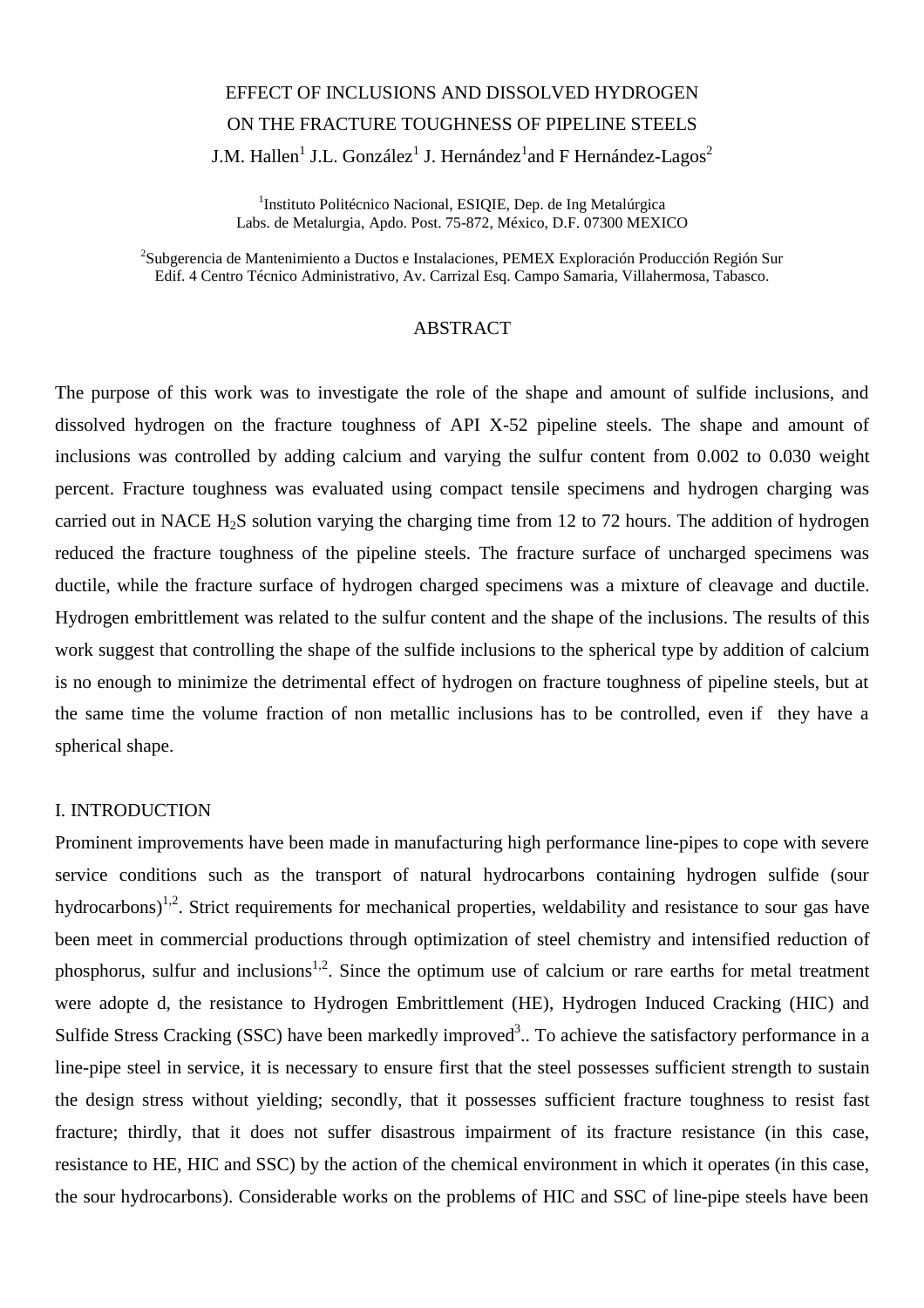# EFFECT OF INCLUSIONS AND DISSOLVED HYDROGEN ON THE FRACTURE TOUGHNESS OF PIPELINE STEELS

J.M. Hallen[1] J.L. González[1] J. Hernández[1] and F Hernández-Lagos[2]

[1]Instituto Politécnico Nacional, ESIQIE, Dep. de Ing Metalúrgica
Labs. de Metalurgia, Apdo. Post. 75-872, México, D.F. 07300 MEXICO

[2]Subgerencia de Mantenimiento a Ductos e Instalaciones, PEMEX Exploración Producción Región Sur
Edif. 4 Centro Técnico Administrativo, Av. Carrizal Esq. Campo Samaria, Villahermosa, Tabasco.

## ABSTRACT

The purpose of this work was to investigate the role of the shape and amount of sulfide inclusions, and dissolved hydrogen on the fracture toughness of API X-52 pipeline steels. The shape and amount of inclusions was controlled by adding calcium and varying the sulfur content from 0.002 to 0.030 weight percent. Fracture toughness was evaluated using compact tensile specimens and hydrogen charging was carried out in NACE $H_2S$ solution varying the charging time from 12 to 72 hours. The addition of hydrogen reduced the fracture toughness of the pipeline steels. The fracture surface of uncharged specimens was ductile, while the fracture surface of hydrogen charged specimens was a mixture of cleavage and ductile. Hydrogen embrittlement was related to the sulfur content and the shape of the inclusions. The results of this work suggest that controlling the shape of the sulfide inclusions to the spherical type by addition of calcium is no enough to minimize the detrimental effect of hydrogen on fracture toughness of pipeline steels, but at the same time the volume fraction of non metallic inclusions has to be controlled, even if they have a spherical shape.

## I. INTRODUCTION

Prominent improvements have been made in manufacturing high performance line-pipes to cope with severe service conditions such as the transport of natural hydrocarbons containing hydrogen sulfide (sour hydrocarbons)[1,2]. Strict requirements for mechanical properties, weldability and resistance to sour gas have been meet in commercial productions through optimization of steel chemistry and intensified reduction of phosphorus, sulfur and inclusions[1,2]. Since the optimum use of calcium or rare earths for metal treatment were adopte d, the resistance to Hydrogen Embrittlement (HE), Hydrogen Induced Cracking (HIC) and Sulfide Stress Cracking (SSC) have been markedly improved[3].. To achieve the satisfactory performance in a line-pipe steel in service, it is necessary to ensure first that the steel possesses sufficient strength to sustain the design stress without yielding; secondly, that it possesses sufficient fracture toughness to resist fast fracture; thirdly, that it does not suffer disastrous impairment of its fracture resistance (in this case, resistance to HE, HIC and SSC) by the action of the chemical environment in which it operates (in this case, the sour hydrocarbons). Considerable works on the problems of HIC and SSC of line-pipe steels have been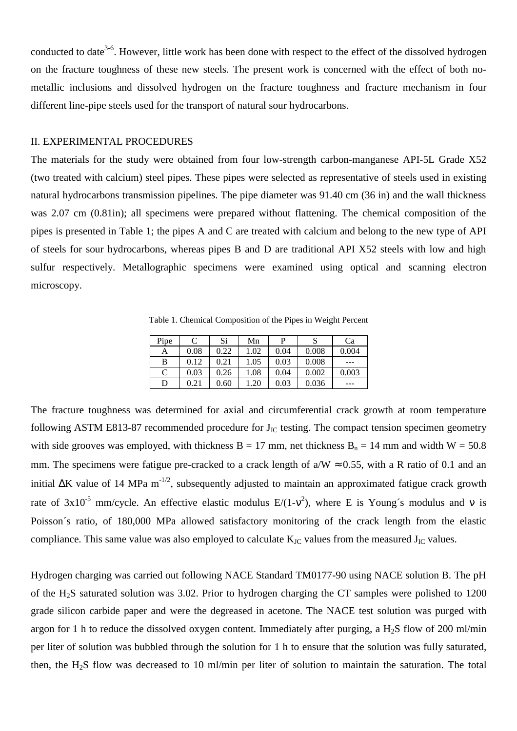conducted to date[3-6]. However, little work has been done with respect to the effect of the dissolved hydrogen on the fracture toughness of these new steels. The present work is concerned with the effect of both no-metallic inclusions and dissolved hydrogen on the fracture toughness and fracture mechanism in four different line-pipe steels used for the transport of natural sour hydrocarbons.

## II. EXPERIMENTAL PROCEDURES

The materials for the study were obtained from four low-strength carbon-manganese API-5L Grade X52 (two treated with calcium) steel pipes. These pipes were selected as representative of steels used in existing natural hydrocarbons transmission pipelines. The pipe diameter was 91.40 cm (36 in) and the wall thickness was 2.07 cm (0.81in); all specimens were prepared without flattening. The chemical composition of the pipes is presented in Table 1; the pipes A and C are treated with calcium and belong to the new type of API of steels for sour hydrocarbons, whereas pipes B and D are traditional API X52 steels with low and high sulfur respectively. Metallographic specimens were examined using optical and scanning electron microscopy.

Table 1. Chemical Composition of the Pipes in Weight Percent

| Pipe | C | Si | Mn | P | S | Ca |
|---|---|---|---|---|---|---|
| A | 0.08 | 0.22 | 1.02 | 0.04 | 0.008 | 0.004 |
| B | 0.12 | 0.21 | 1.05 | 0.03 | 0.008 | --- |
| C | 0.03 | 0.26 | 1.08 | 0.04 | 0.002 | 0.003 |
| D | 0.21 | 0.60 | 1.20 | 0.03 | 0.036 | --- |

The fracture toughness was determined for axial and circumferential crack growth at room temperature following ASTM E813-87 recommended procedure for $J_{IC}$ testing. The compact tension specimen geometry with side grooves was employed, with thickness B = 17 mm, net thickness $B_n$ = 14 mm and width W = 50.8 mm. The specimens were fatigue pre-cracked to a crack length of $a/W \approx 0.55$, with a R ratio of 0.1 and an initial $\Delta K$ value of 14 MPa $m^{-1/2}$, subsequently adjusted to maintain an approximated fatigue crack growth rate of $3 \times 10^{-5}$ mm/cycle. An effective elastic modulus $E/(1-\nu^2)$, where E is Young´s modulus and $\nu$ is Poisson´s ratio, of 180,000 MPa allowed satisfactory monitoring of the crack length from the elastic compliance. This same value was also employed to calculate $K_{JC}$ values from the measured $J_{IC}$ values.

Hydrogen charging was carried out following NACE Standard TM0177-90 using NACE solution B. The pH of the $H_2S$ saturated solution was 3.02. Prior to hydrogen charging the CT samples were polished to 1200 grade silicon carbide paper and were the degreased in acetone. The NACE test solution was purged with argon for 1 h to reduce the dissolved oxygen content. Immediately after purging, a $H_2S$ flow of 200 ml/min per liter of solution was bubbled through the solution for 1 h to ensure that the solution was fully saturated, then, the $H_2S$ flow was decreased to 10 ml/min per liter of solution to maintain the saturation. The total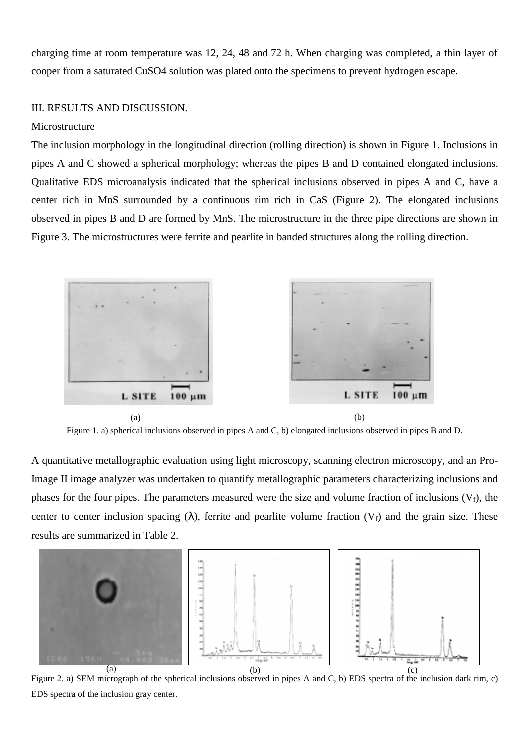charging time at room temperature was 12, 24, 48 and 72 h. When charging was completed, a thin layer of cooper from a saturated $CuSO4$ solution was plated onto the specimens to prevent hydrogen escape.

## III. RESULTS AND DISCUSSION.

### Microstructure

The inclusion morphology in the longitudinal direction (rolling direction) is shown in Figure 1. Inclusions in pipes A and C showed a spherical morphology; whereas the pipes B and D contained elongated inclusions. Qualitative EDS microanalysis indicated that the spherical inclusions observed in pipes A and C, have a center rich in MnS surrounded by a continuous rim rich in CaS (Figure 2). The elongated inclusions observed in pipes B and D are formed by MnS. The microstructure in the three pipe directions are shown in Figure 3. The microstructures were ferrite and pearlite in banded structures along the rolling direction.

Figure 1. a) spherical inclusions observed in pipes A and C, b) elongated inclusions observed in pipes B and D.

A quantitative metallographic evaluation using light microscopy, scanning electron microscopy, and an Pro-Image II image analyzer was undertaken to quantify metallographic parameters characterizing inclusions and phases for the four pipes. The parameters measured were the size and volume fraction of inclusions ($V_f$), the center to center inclusion spacing ($\lambda$), ferrite and pearlite volume fraction ($V_f$) and the grain size. These results are summarized in Table 2.

Figure 2. a) SEM micrograph of the spherical inclusions observed in pipes A and C, b) EDS spectra of the inclusion dark rim, c) EDS spectra of the inclusion gray center.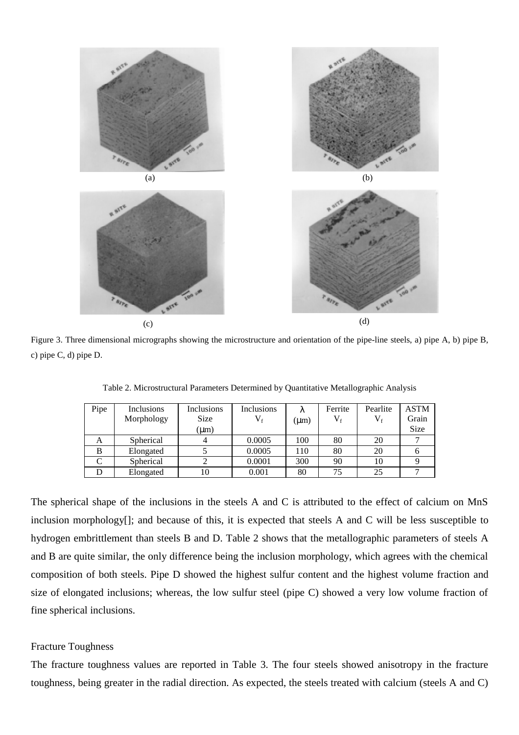Figure 3. Three dimensional micrographs showing the microstructure and orientation of the pipe-line steels, a) pipe A, b) pipe B, c) pipe C, d) pipe D.

Table 2. Microstructural Parameters Determined by Quantitative Metallographic Analysis

| Pipe | Inclusions Morphology | Inclusions Size (μm) | Inclusions $V_f$ | λ (μm) | Ferrite $V_f$ | Pearlite $V_f$ | ASTM Grain Size |
|---|---|---|---|---|---|---|---|
| A | Spherical | 4 | 0.0005 | 100 | 80 | 20 | 7 |
| B | Elongated | 5 | 0.0005 | 110 | 80 | 20 | 6 |
| C | Spherical | 2 | 0.0001 | 300 | 90 | 10 | 9 |
| D | Elongated | 10 | 0.001 | 80 | 75 | 25 | 7 |

The spherical shape of the inclusions in the steels A and C is attributed to the effect of calcium on MnS inclusion morphology[]; and because of this, it is expected that steels A and C will be less susceptible to hydrogen embrittlement than steels B and D. Table 2 shows that the metallographic parameters of steels A and B are quite similar, the only difference being the inclusion morphology, which agrees with the chemical composition of both steels. Pipe D showed the highest sulfur content and the highest volume fraction and size of elongated inclusions; whereas, the low sulfur steel (pipe C) showed a very low volume fraction of fine spherical inclusions.

Fracture Toughness

The fracture toughness values are reported in Table 3. The four steels showed anisotropy in the fracture toughness, being greater in the radial direction. As expected, the steels treated with calcium (steels A and C)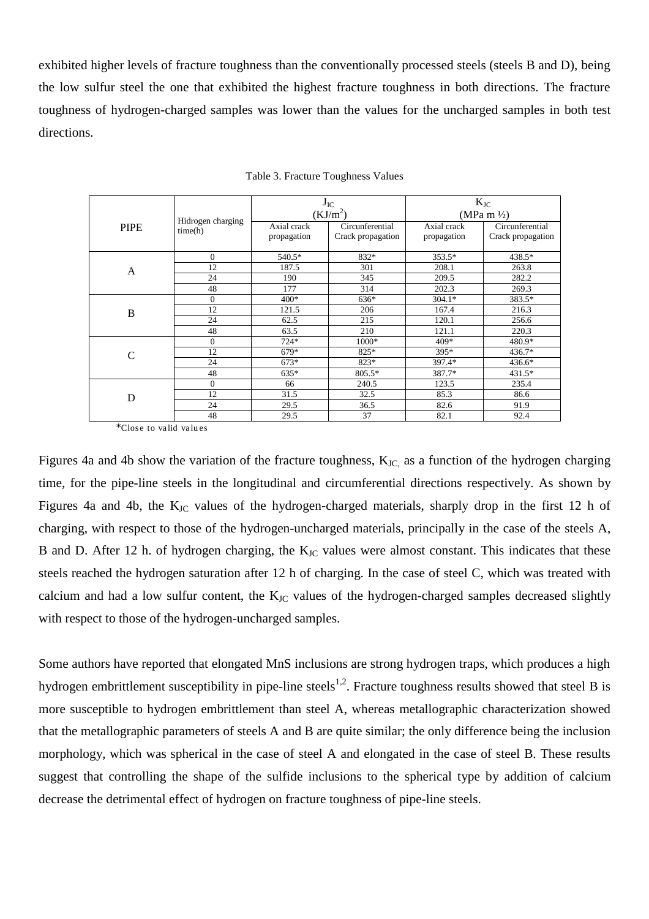exhibited higher levels of fracture toughness than the conventionally processed steels (steels B and D), being the low sulfur steel the one that exhibited the highest fracture toughness in both directions. The fracture toughness of hydrogen-charged samples was lower than the values for the uncharged samples in both test directions.

Table 3. Fracture Toughness Values

| PIPE | Hidrogen charging time(h) | $J_{IC}$ ($KJ/m^2$) | | $K_{JC}$ (MPa m ½) | |
|---|---|---|---|---|---|
| | | Axial crack propagation | Circunferential Crack propagation | Axial crack propagation | Circunferential Crack propagation |
| A | 0 | 540.5* | 832* | 353.5* | 438.5* |
| | 12 | 187.5 | 301 | 208.1 | 263.8 |
| | 24 | 190 | 345 | 209.5 | 282.2 |
| | 48 | 177 | 314 | 202.3 | 269.3 |
| B | 0 | 400* | 636* | 304.1* | 383.5* |
| | 12 | 121.5 | 206 | 167.4 | 216.3 |
| | 24 | 62.5 | 215 | 120.1 | 256.6 |
| | 48 | 63.5 | 210 | 121.1 | 220.3 |
| C | 0 | 724* | 1000* | 409* | 480.9* |
| | 12 | 679* | 825* | 395* | 436.7* |
| | 24 | 673* | 823* | 397.4* | 436.6* |
| | 48 | 635* | 805.5* | 387.7* | 431.5* |
| D | 0 | 66 | 240.5 | 123.5 | 235.4 |
| | 12 | 31.5 | 32.5 | 85.3 | 86.6 |
| | 24 | 29.5 | 36.5 | 82.6 | 91.9 |
| | 48 | 29.5 | 37 | 82.1 | 92.4 |

*Close to valid values

Figures 4a and 4b show the variation of the fracture toughness, $K_{JC}$, as a function of the hydrogen charging time, for the pipe-line steels in the longitudinal and circumferential directions respectively. As shown by Figures 4a and 4b, the $K_{JC}$ values of the hydrogen-charged materials, sharply drop in the first 12 h of charging, with respect to those of the hydrogen-uncharged materials, principally in the case of the steels A, B and D. After 12 h. of hydrogen charging, the $K_{JC}$ values were almost constant. This indicates that these steels reached the hydrogen saturation after 12 h of charging. In the case of steel C, which was treated with calcium and had a low sulfur content, the $K_{JC}$ values of the hydrogen-charged samples decreased slightly with respect to those of the hydrogen-uncharged samples.

Some authors have reported that elongated MnS inclusions are strong hydrogen traps, which produces a high hydrogen embrittlement susceptibility in pipe-line steels[1,2]. Fracture toughness results showed that steel B is more susceptible to hydrogen embrittlement than steel A, whereas metallographic characterization showed that the metallographic parameters of steels A and B are quite similar; the only difference being the inclusion morphology, which was spherical in the case of steel A and elongated in the case of steel B. These results suggest that controlling the shape of the sulfide inclusions to the spherical type by addition of calcium decrease the detrimental effect of hydrogen on fracture toughness of pipe-line steels.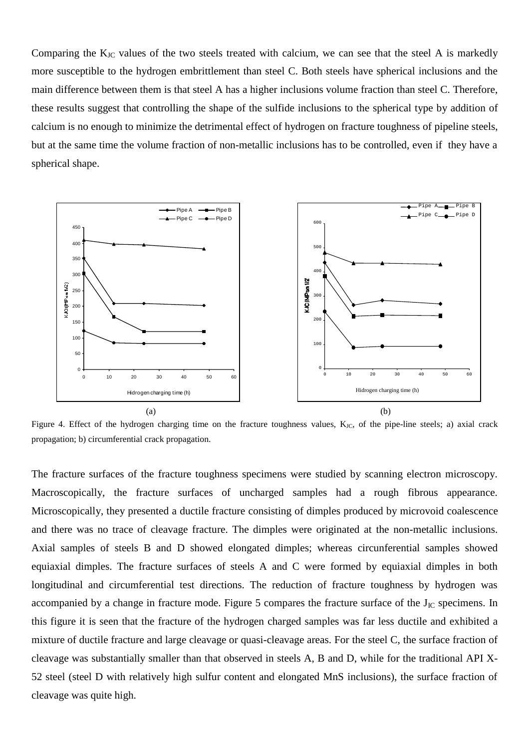Comparing the $K_{JC}$ values of the two steels treated with calcium, we can see that the steel A is markedly more susceptible to the hydrogen embrittlement than steel C. Both steels have spherical inclusions and the main difference between them is that steel A has a higher inclusions volume fraction than steel C. Therefore, these results suggest that controlling the shape of the sulfide inclusions to the spherical type by addition of calcium is no enough to minimize the detrimental effect of hydrogen on fracture toughness of pipeline steels, but at the same time the volume fraction of non-metallic inclusions has to be controlled, even if they have a spherical shape.

(a) (b)

Figure 4. Effect of the hydrogen charging time on the fracture toughness values, $K_{JC}$, of the pipe-line steels; a) axial crack propagation; b) circumferential crack propagation.

The fracture surfaces of the fracture toughness specimens were studied by scanning electron microscopy. Macroscopically, the fracture surfaces of uncharged samples had a rough fibrous appearance. Microscopically, they presented a ductile fracture consisting of dimples produced by microvoid coalescence and there was no trace of cleavage fracture. The dimples were originated at the non-metallic inclusions. Axial samples of steels B and D showed elongated dimples; whereas circumferential samples showed equiaxial dimples. The fracture surfaces of steels A and C were formed by equiaxial dimples in both longitudinal and circumferential test directions. The reduction of fracture toughness by hydrogen was accompanied by a change in fracture mode. Figure 5 compares the fracture surface of the $J_{IC}$ specimens. In this figure it is seen that the fracture of the hydrogen charged samples was far less ductile and exhibited a mixture of ductile fracture and large cleavage or quasi-cleavage areas. For the steel C, the surface fraction of cleavage was substantially smaller than that observed in steels A, B and D, while for the traditional API X-52 steel (steel D with relatively high sulfur content and elongated MnS inclusions), the surface fraction of cleavage was quite high.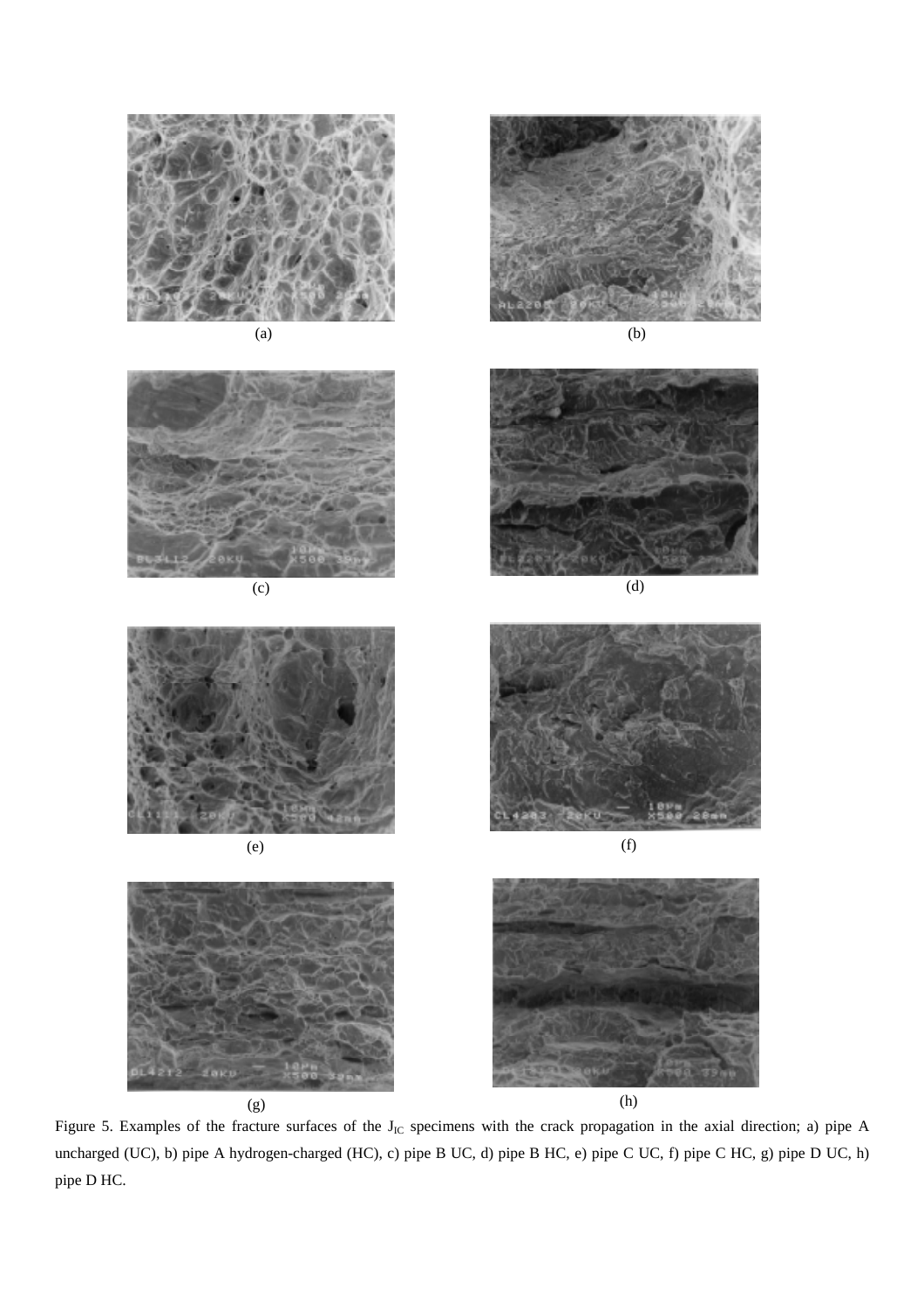(a)

(b)

(c)

(d)

(e)

(f)

(g)

(h)

Figure 5. Examples of the fracture surfaces of the $J_{IC}$ specimens with the crack propagation in the axial direction; a) pipe A uncharged (UC), b) pipe A hydrogen-charged (HC), c) pipe B UC, d) pipe B HC, e) pipe C UC, f) pipe C HC, g) pipe D UC, h) pipe D HC.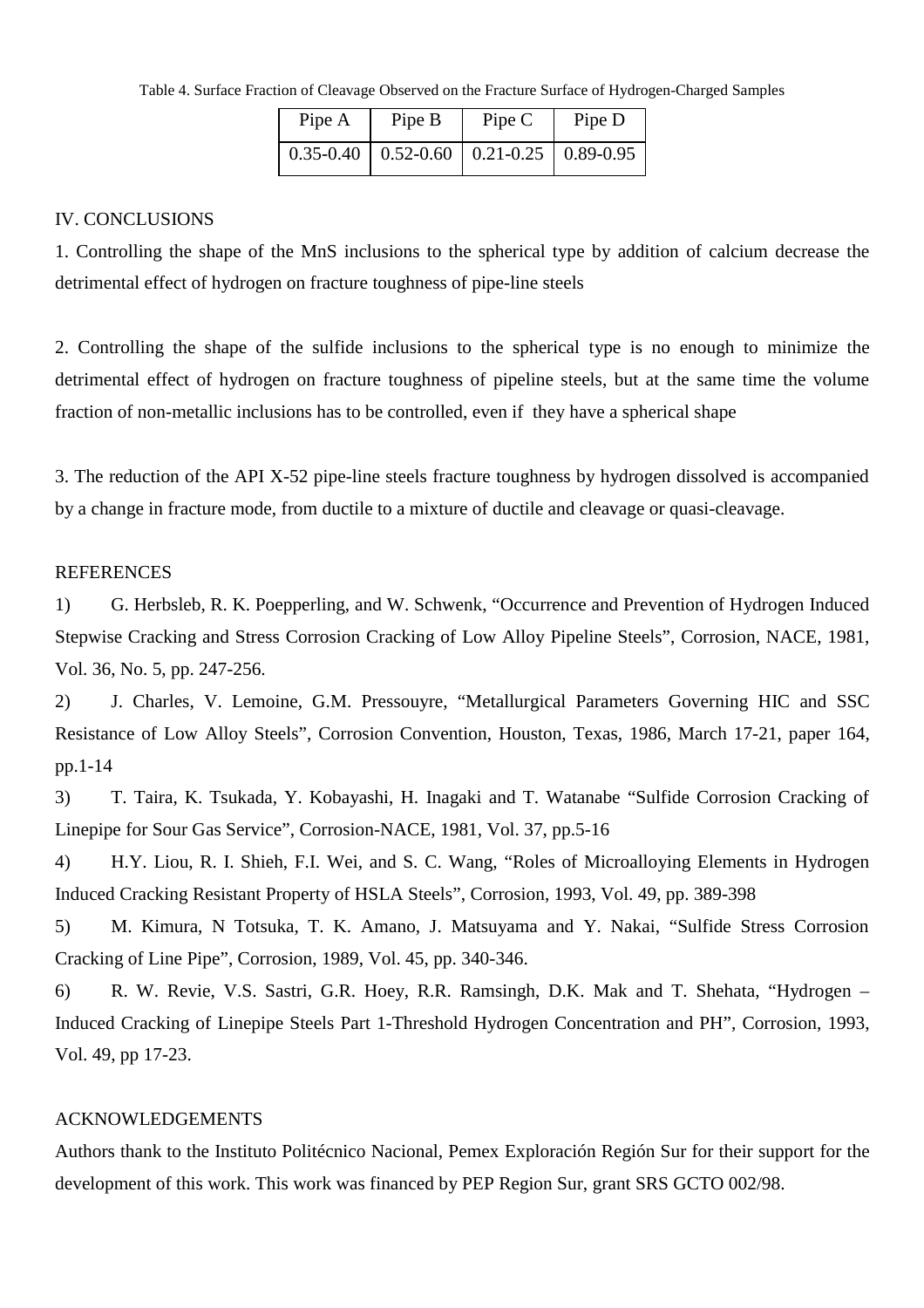Table 4. Surface Fraction of Cleavage Observed on the Fracture Surface of Hydrogen-Charged Samples

| Pipe A | Pipe B | Pipe C | Pipe D |
|---|---|---|---|
| 0.35-0.40 | 0.52-0.60 | 0.21-0.25 | 0.89-0.95 |

## IV. CONCLUSIONS

1. Controlling the shape of the MnS inclusions to the spherical type by addition of calcium decrease the detrimental effect of hydrogen on fracture toughness of pipe-line steels

2. Controlling the shape of the sulfide inclusions to the spherical type is no enough to minimize the detrimental effect of hydrogen on fracture toughness of pipeline steels, but at the same time the volume fraction of non-metallic inclusions has to be controlled, even if they have a spherical shape

3. The reduction of the API X-52 pipe-line steels fracture toughness by hydrogen dissolved is accompanied by a change in fracture mode, from ductile to a mixture of ductile and cleavage or quasi-cleavage.

## REFERENCES

1) G. Herbsleb, R. K. Poepperling, and W. Schwenk, "Occurrence and Prevention of Hydrogen Induced Stepwise Cracking and Stress Corrosion Cracking of Low Alloy Pipeline Steels", Corrosion, NACE, 1981, Vol. 36, No. 5, pp. 247-256.

2) J. Charles, V. Lemoine, G.M. Pressouyre, "Metallurgical Parameters Governing HIC and SSC Resistance of Low Alloy Steels", Corrosion Convention, Houston, Texas, 1986, March 17-21, paper 164, pp.1-14

3) T. Taira, K. Tsukada, Y. Kobayashi, H. Inagaki and T. Watanabe "Sulfide Corrosion Cracking of Linepipe for Sour Gas Service", Corrosion-NACE, 1981, Vol. 37, pp.5-16

4) H.Y. Liou, R. I. Shieh, F.I. Wei, and S. C. Wang, "Roles of Microalloying Elements in Hydrogen Induced Cracking Resistant Property of HSLA Steels", Corrosion, 1993, Vol. 49, pp. 389-398

5) M. Kimura, N Totsuka, T. K. Amano, J. Matsuyama and Y. Nakai, "Sulfide Stress Corrosion Cracking of Line Pipe", Corrosion, 1989, Vol. 45, pp. 340-346.

6) R. W. Revie, V.S. Sastri, G.R. Hoey, R.R. Ramsingh, D.K. Mak and T. Shehata, "Hydrogen – Induced Cracking of Linepipe Steels Part 1-Threshold Hydrogen Concentration and PH", Corrosion, 1993, Vol. 49, pp 17-23.

## ACKNOWLEDGEMENTS

Authors thank to the Instituto Politécnico Nacional, Pemex Exploración Región Sur for their support for the development of this work. This work was financed by PEP Region Sur, grant SRS GCTO 002/98.